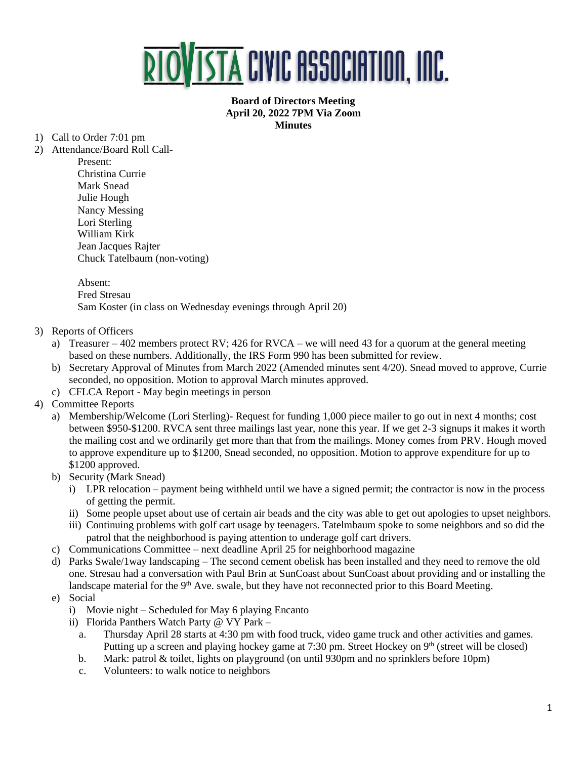# RIOVISTA CIVIC ASSOCIATION, INC.

**Board of Directors Meeting**
**April 20, 2022 7PM Via Zoom**
**Minutes**

1) Call to Order 7:01 pm
2) Attendance/Board Roll Call-

   Present:
   Christina Currie
   Mark Snead
   Julie Hough
   Nancy Messing
   Lori Sterling
   William Kirk
   Jean Jacques Rajter
   Chuck Tatelbaum (non-voting)

   Absent:
   Fred Stresau
   Sam Koster (in class on Wednesday evenings through April 20)

3) Reports of Officers
   a) Treasurer – 402 members protect RV; 426 for RVCA – we will need 43 for a quorum at the general meeting based on these numbers. Additionally, the IRS Form 990 has been submitted for review.
   b) Secretary Approval of Minutes from March 2022 (Amended minutes sent 4/20). Snead moved to approve, Currie seconded, no opposition. Motion to approval March minutes approved.
   c) CFLCA Report - May begin meetings in person
4) Committee Reports
   a) Membership/Welcome (Lori Sterling)- Request for funding 1,000 piece mailer to go out in next 4 months; cost between $950-$1200. RVCA sent three mailings last year, none this year. If we get 2-3 signups it makes it worth the mailing cost and we ordinarily get more than that from the mailings. Money comes from PRV. Hough moved to approve expenditure up to $1200, Snead seconded, no opposition. Motion to approve expenditure for up to $1200 approved.
   b) Security (Mark Snead)
      i) LPR relocation – payment being withheld until we have a signed permit; the contractor is now in the process of getting the permit.
      ii) Some people upset about use of certain air beads and the city was able to get out apologies to upset neighbors.
      iii) Continuing problems with golf cart usage by teenagers. Tatelmbaum spoke to some neighbors and so did the patrol that the neighborhood is paying attention to underage golf cart drivers.
   c) Communications Committee – next deadline April 25 for neighborhood magazine
   d) Parks Swale/1way landscaping – The second cement obelisk has been installed and they need to remove the old one. Stresau had a conversation with Paul Brin at SunCoast about SunCoast about providing and or installing the landscape material for the 9th Ave. swale, but they have not reconnected prior to this Board Meeting.
   e) Social
      i) Movie night – Scheduled for May 6 playing Encanto
      ii) Florida Panthers Watch Party @ VY Park –
         a. Thursday April 28 starts at 4:30 pm with food truck, video game truck and other activities and games. Putting up a screen and playing hockey game at 7:30 pm. Street Hockey on 9th (street will be closed)
         b. Mark: patrol & toilet, lights on playground (on until 930pm and no sprinklers before 10pm)
         c. Volunteers: to walk notice to neighbors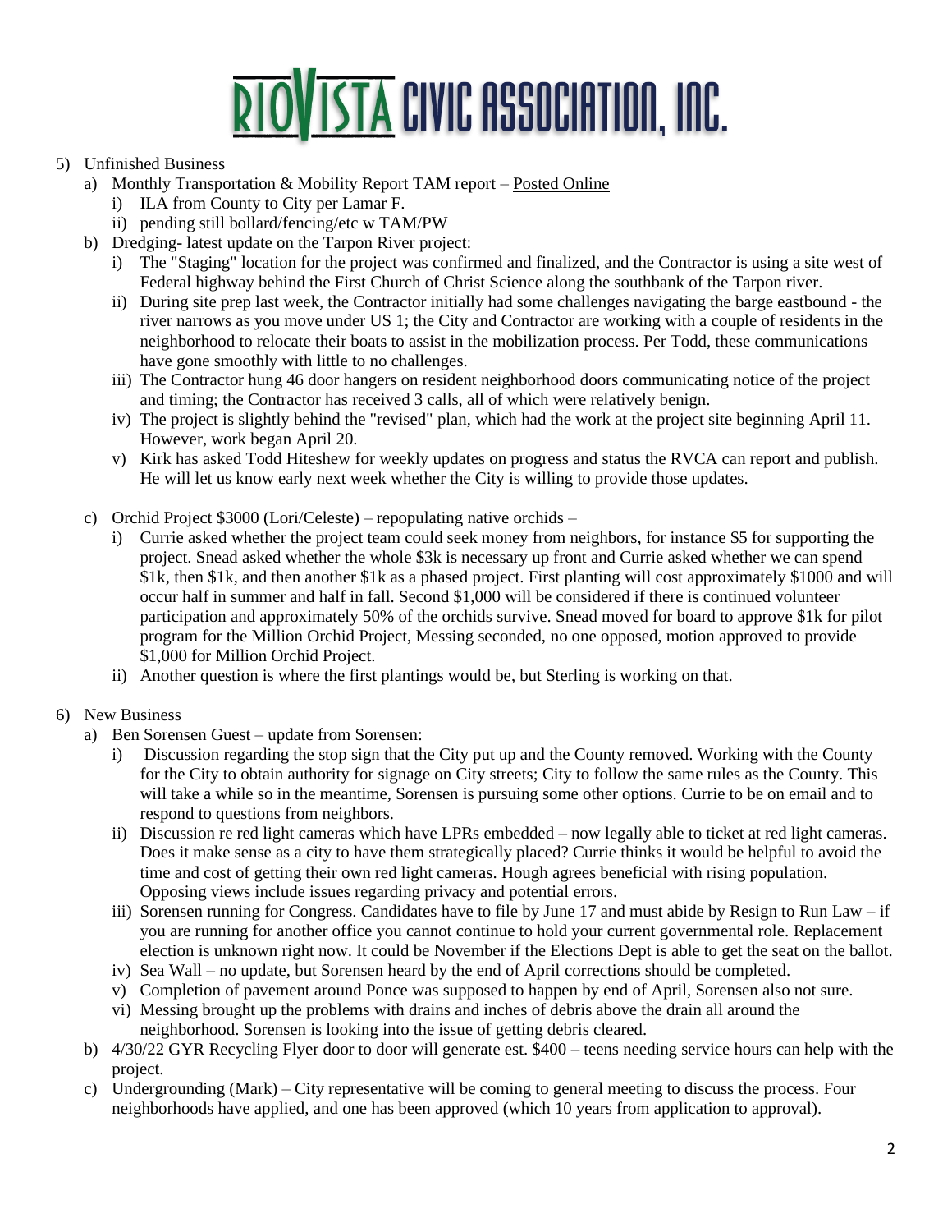# RIOVISTA CIVIC ASSOCIATION, INC.

5) Unfinished Business
   a) Monthly Transportation & Mobility Report TAM report – Posted Online
      i) ILA from County to City per Lamar F.
      ii) pending still bollard/fencing/etc w TAM/PW
   b) Dredging- latest update on the Tarpon River project:
      i) The "Staging" location for the project was confirmed and finalized, and the Contractor is using a site west of Federal highway behind the First Church of Christ Science along the southbank of the Tarpon river.
      ii) During site prep last week, the Contractor initially had some challenges navigating the barge eastbound - the river narrows as you move under US 1; the City and Contractor are working with a couple of residents in the neighborhood to relocate their boats to assist in the mobilization process. Per Todd, these communications have gone smoothly with little to no challenges.
      iii) The Contractor hung 46 door hangers on resident neighborhood doors communicating notice of the project and timing; the Contractor has received 3 calls, all of which were relatively benign.
      iv) The project is slightly behind the "revised" plan, which had the work at the project site beginning April 11. However, work began April 20.
      v) Kirk has asked Todd Hiteshew for weekly updates on progress and status the RVCA can report and publish. He will let us know early next week whether the City is willing to provide those updates.
   c) Orchid Project $3000 (Lori/Celeste) – repopulating native orchids –
      i) Currie asked whether the project team could seek money from neighbors, for instance $5 for supporting the project. Snead asked whether the whole $3k is necessary up front and Currie asked whether we can spend $1k, then $1k, and then another $1k as a phased project. First planting will cost approximately $1000 and will occur half in summer and half in fall. Second $1,000 will be considered if there is continued volunteer participation and approximately 50% of the orchids survive. Snead moved for board to approve $1k for pilot program for the Million Orchid Project, Messing seconded, no one opposed, motion approved to provide $1,000 for Million Orchid Project.
      ii) Another question is where the first plantings would be, but Sterling is working on that.

6) New Business
   a) Ben Sorensen Guest – update from Sorensen:
      i) Discussion regarding the stop sign that the City put up and the County removed. Working with the County for the City to obtain authority for signage on City streets; City to follow the same rules as the County. This will take a while so in the meantime, Sorensen is pursuing some other options. Currie to be on email and to respond to questions from neighbors.
      ii) Discussion re red light cameras which have LPRs embedded – now legally able to ticket at red light cameras. Does it make sense as a city to have them strategically placed? Currie thinks it would be helpful to avoid the time and cost of getting their own red light cameras. Hough agrees beneficial with rising population. Opposing views include issues regarding privacy and potential errors.
      iii) Sorensen running for Congress. Candidates have to file by June 17 and must abide by Resign to Run Law – if you are running for another office you cannot continue to hold your current governmental role. Replacement election is unknown right now. It could be November if the Elections Dept is able to get the seat on the ballot.
      iv) Sea Wall – no update, but Sorensen heard by the end of April corrections should be completed.
      v) Completion of pavement around Ponce was supposed to happen by end of April, Sorensen also not sure.
      vi) Messing brought up the problems with drains and inches of debris above the drain all around the neighborhood. Sorensen is looking into the issue of getting debris cleared.
   b) 4/30/22 GYR Recycling Flyer door to door will generate est. $400 – teens needing service hours can help with the project.
   c) Undergrounding (Mark) – City representative will be coming to general meeting to discuss the process. Four neighborhoods have applied, and one has been approved (which 10 years from application to approval).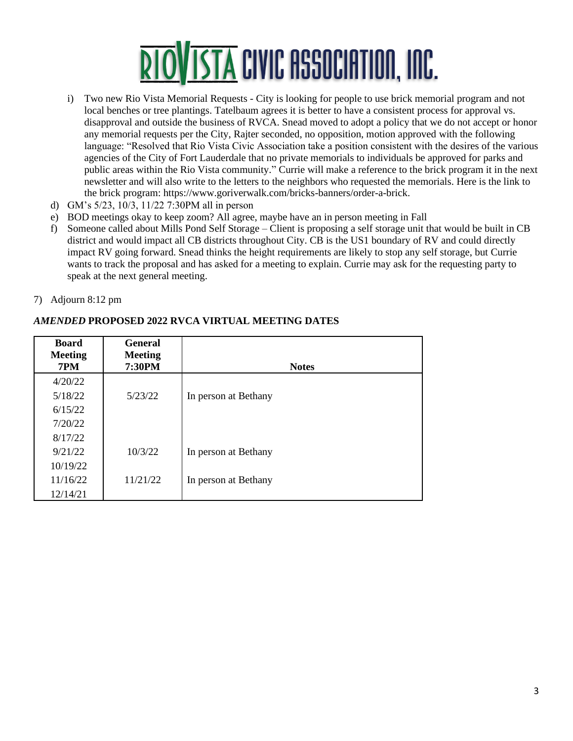# RIO VISTA CIVIC ASSOCIATION, INC.

i) Two new Rio Vista Memorial Requests - City is looking for people to use brick memorial program and not local benches or tree plantings. Tatelbaum agrees it is better to have a consistent process for approval vs. disapproval and outside the business of RVCA. Snead moved to adopt a policy that we do not accept or honor any memorial requests per the City, Rajter seconded, no opposition, motion approved with the following language: "Resolved that Rio Vista Civic Association take a position consistent with the desires of the various agencies of the City of Fort Lauderdale that no private memorials to individuals be approved for parks and public areas within the Rio Vista community." Currie will make a reference to the brick program it in the next newsletter and will also write to the letters to the neighbors who requested the memorials. Here is the link to the brick program: https://www.goriverwalk.com/bricks-banners/order-a-brick.

d) GM's 5/23, 10/3, 11/22 7:30PM all in person

e) BOD meetings okay to keep zoom? All agree, maybe have an in person meeting in Fall

f) Someone called about Mills Pond Self Storage – Client is proposing a self storage unit that would be built in CB district and would impact all CB districts throughout City. CB is the US1 boundary of RV and could directly impact RV going forward. Snead thinks the height requirements are likely to stop any self storage, but Currie wants to track the proposal and has asked for a meeting to explain. Currie may ask for the requesting party to speak at the next general meeting.

7) Adjourn 8:12 pm

***AMENDED*** **PROPOSED 2022 RVCA VIRTUAL MEETING DATES**

| Board Meeting 7PM | General Meeting 7:30PM | Notes |
|---|---|---|
| 4/20/22 | | |
| 5/18/22 | 5/23/22 | In person at Bethany |
| 6/15/22 | | |
| 7/20/22 | | |
| 8/17/22 | | |
| 9/21/22 | 10/3/22 | In person at Bethany |
| 10/19/22 | | |
| 11/16/22 | 11/21/22 | In person at Bethany |
| 12/14/21 | | |